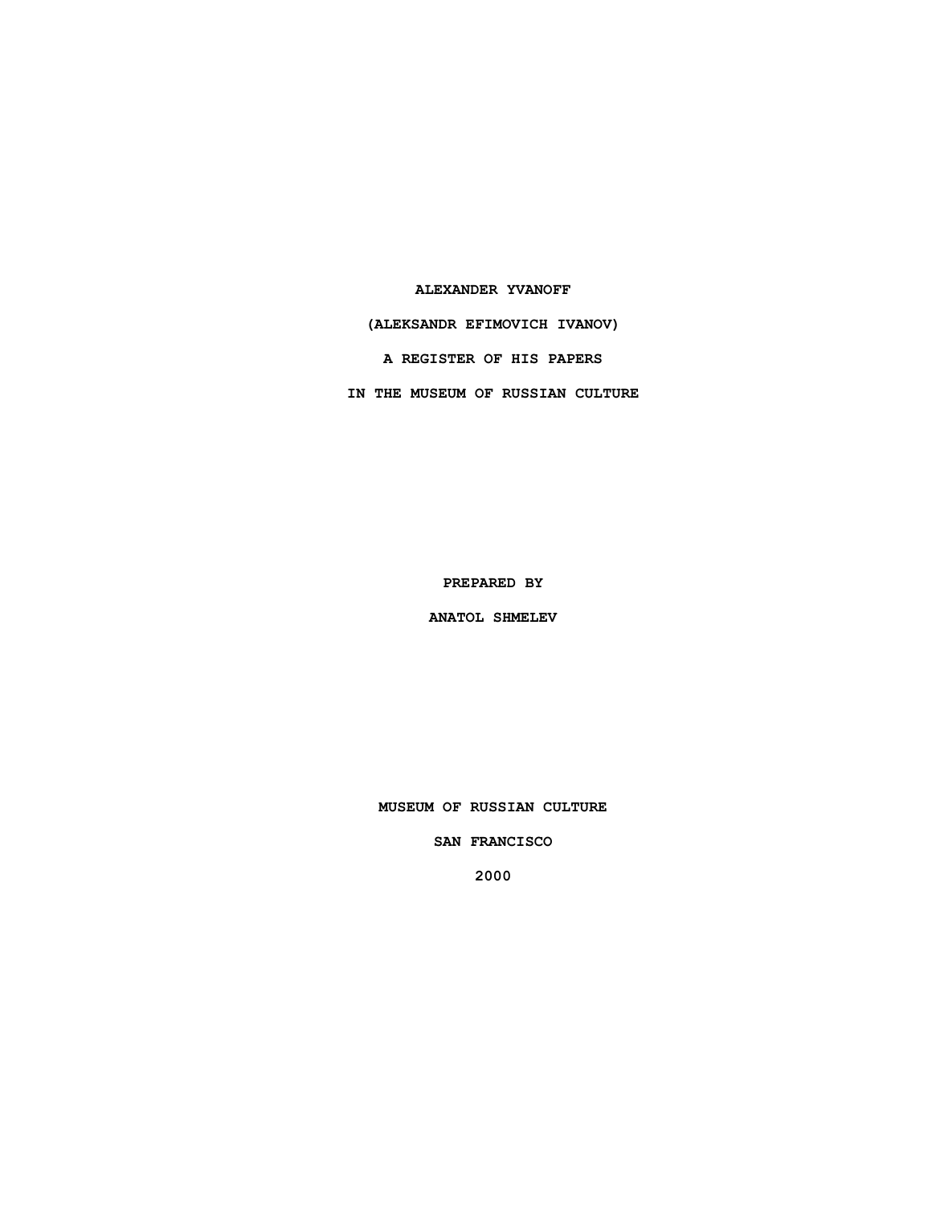# ALEXANDER YVANOFF

# (ALEKSANDR EFIMOVICH IVANOV)

# A REGISTER OF HIS PAPERS

# IN THE MUSEUM OF RUSSIAN CULTURE

PREPARED BY

ANATOL SHMELEV

MUSEUM OF RUSSIAN CULTURE

SAN FRANCISCO

2000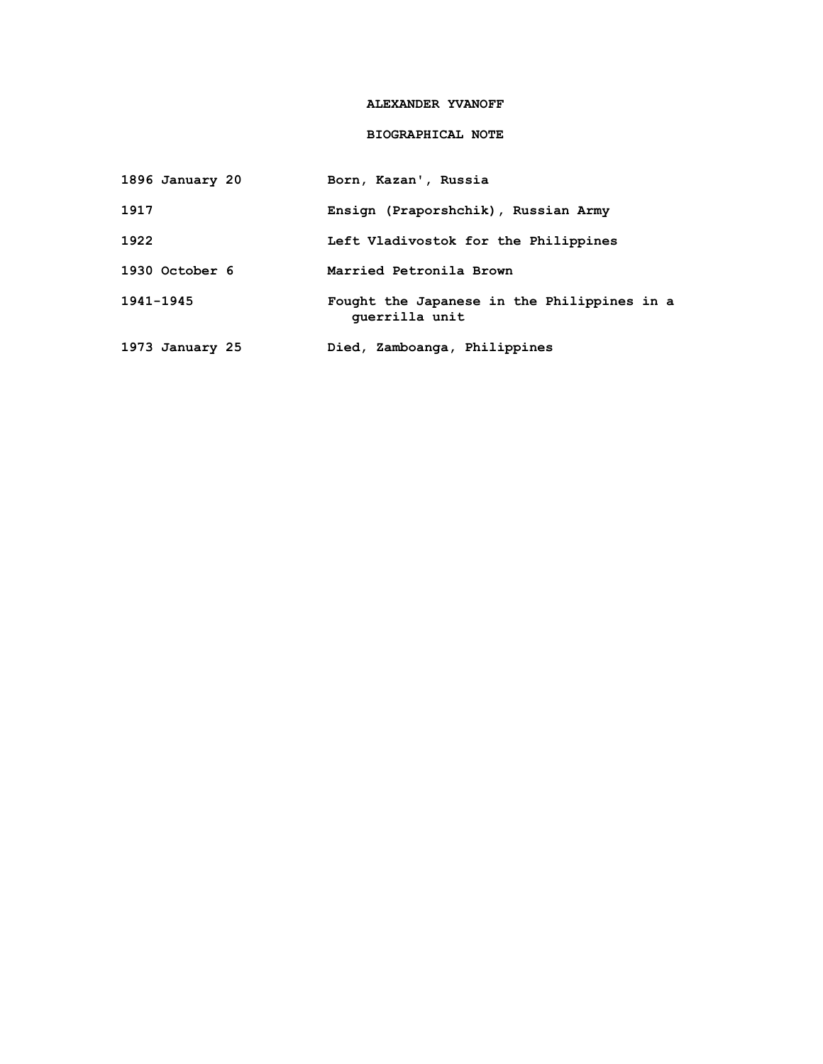# ALEXANDER YVANOFF

## BIOGRAPHICAL NOTE

| | |
|---|---|
| 1896 January 20 | Born, Kazan', Russia |
| 1917 | Ensign (Praporshchik), Russian Army |
| 1922 | Left Vladivostok for the Philippines |
| 1930 October 6 | Married Petronila Brown |
| 1941-1945 | Fought the Japanese in the Philippines in a guerrilla unit |
| 1973 January 25 | Died, Zamboanga, Philippines |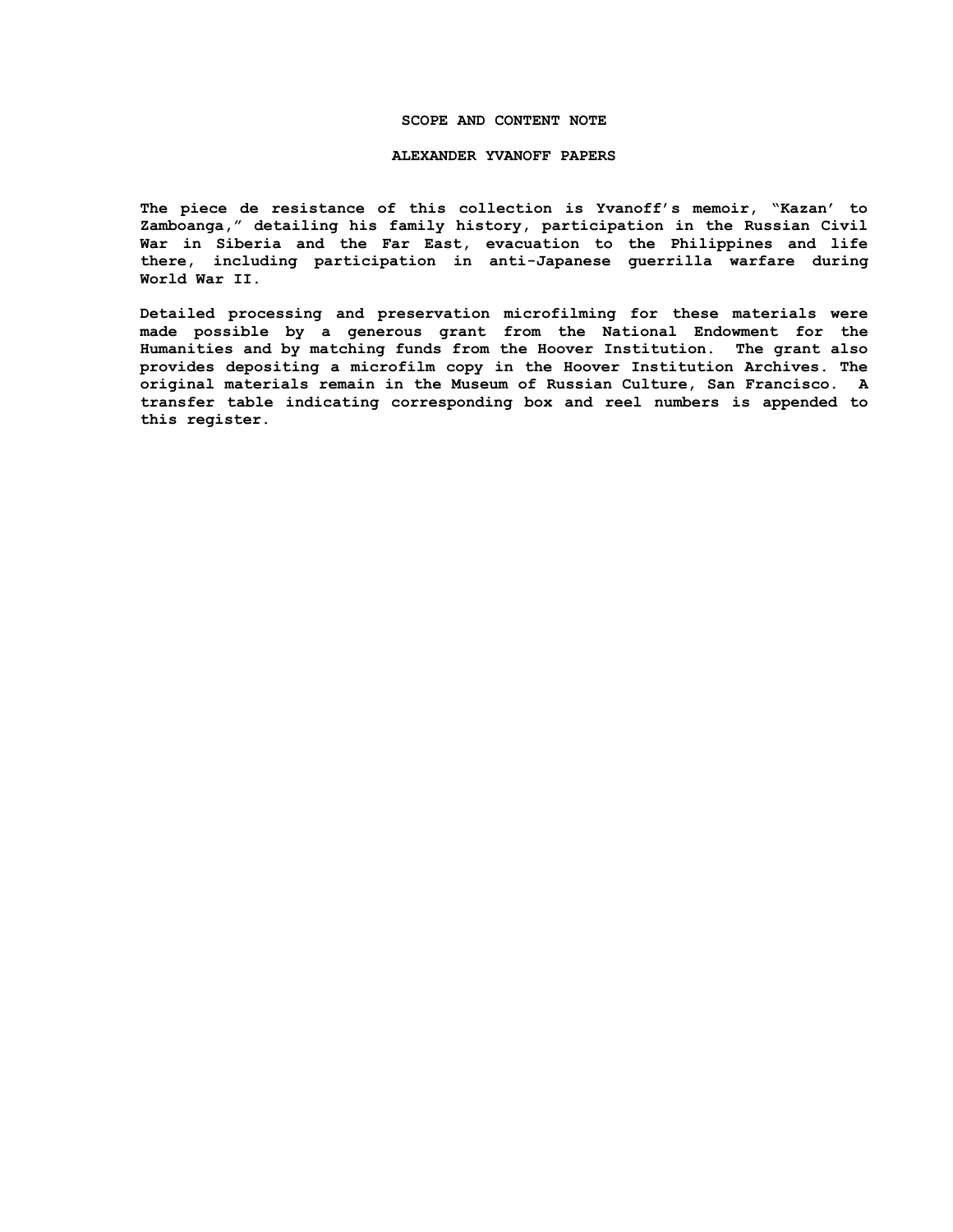# SCOPE AND CONTENT NOTE

## ALEXANDER YVANOFF PAPERS

The piece de resistance of this collection is Yvanoff's memoir, "Kazan' to Zamboanga," detailing his family history, participation in the Russian Civil War in Siberia and the Far East, evacuation to the Philippines and life there, including participation in anti-Japanese guerrilla warfare during World War II.

Detailed processing and preservation microfilming for these materials were made possible by a generous grant from the National Endowment for the Humanities and by matching funds from the Hoover Institution. The grant also provides depositing a microfilm copy in the Hoover Institution Archives. The original materials remain in the Museum of Russian Culture, San Francisco. A transfer table indicating corresponding box and reel numbers is appended to this register.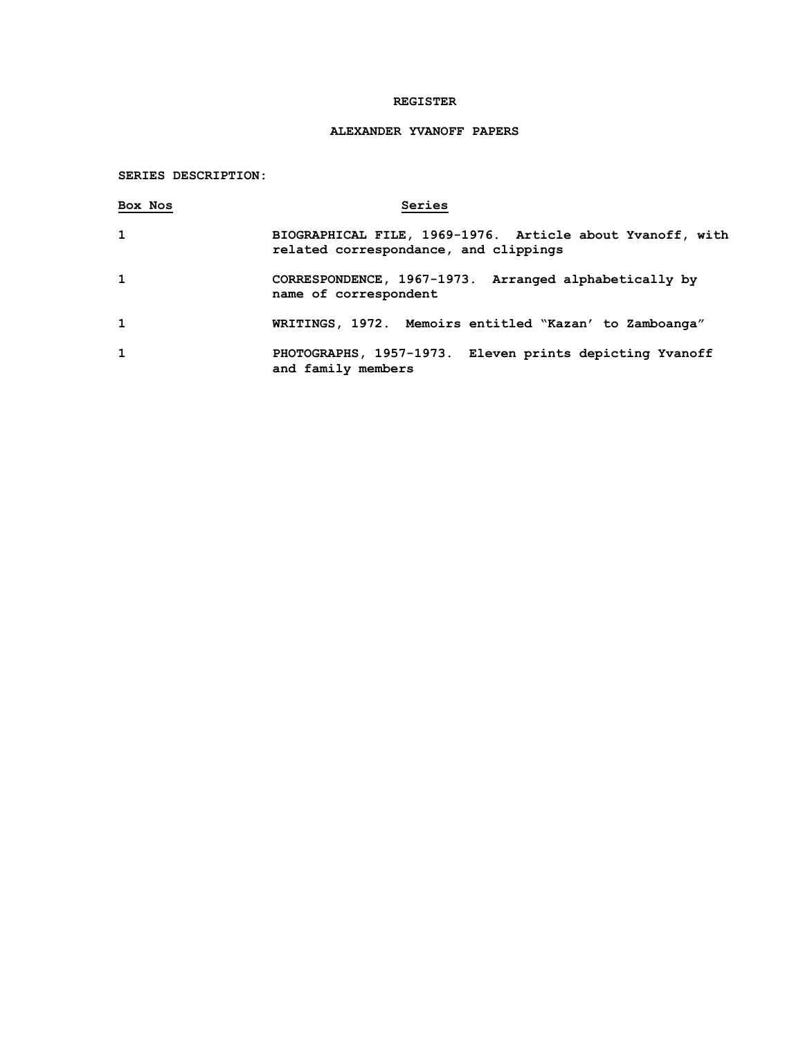**REGISTER**

**ALEXANDER YVANOFF PAPERS**

**SERIES DESCRIPTION:**

| Box Nos | Series |
|---|---|
| 1 | BIOGRAPHICAL FILE, 1969-1976. Article about Yvanoff, with related correspondance, and clippings |
| 1 | CORRESPONDENCE, 1967-1973. Arranged alphabetically by name of correspondent |
| 1 | WRITINGS, 1972. Memoirs entitled "Kazan' to Zamboanga" |
| 1 | PHOTOGRAPHS, 1957-1973. Eleven prints depicting Yvanoff and family members |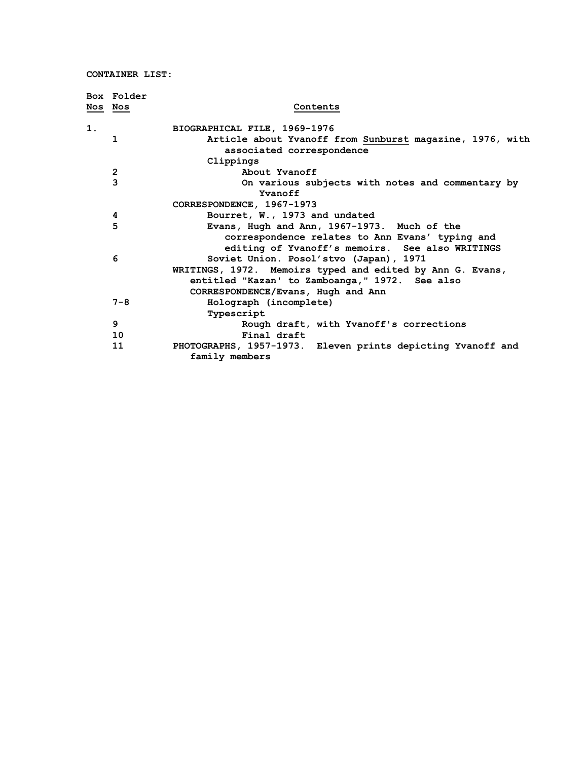**CONTAINER LIST:**

| Box Nos | Folder Nos | Contents |
|---|---|---|
| 1. | | BIOGRAPHICAL FILE, 1969-1976 |
| | 1 | Article about Yvanoff from *Sunburst* magazine, 1976, with associated correspondence |
| | | Clippings |
| | 2 | About Yvanoff |
| | 3 | On various subjects with notes and commentary by Yvanoff |
| | | CORRESPONDENCE, 1967-1973 |
| | 4 | Bourret, W., 1973 and undated |
| | 5 | Evans, Hugh and Ann, 1967-1973. Much of the correspondence relates to Ann Evans' typing and editing of Yvanoff's memoirs. See also WRITINGS |
| | 6 | Soviet Union. Posol'stvo (Japan), 1971 |
| | | WRITINGS, 1972. Memoirs typed and edited by Ann G. Evans, entitled "Kazan' to Zamboanga," 1972. See also CORRESPONDENCE/Evans, Hugh and Ann |
| | 7-8 | Holograph (incomplete) |
| | | Typescript |
| | 9 | Rough draft, with Yvanoff's corrections |
| | 10 | Final draft |
| | 11 | PHOTOGRAPHS, 1957-1973. Eleven prints depicting Yvanoff and family members |